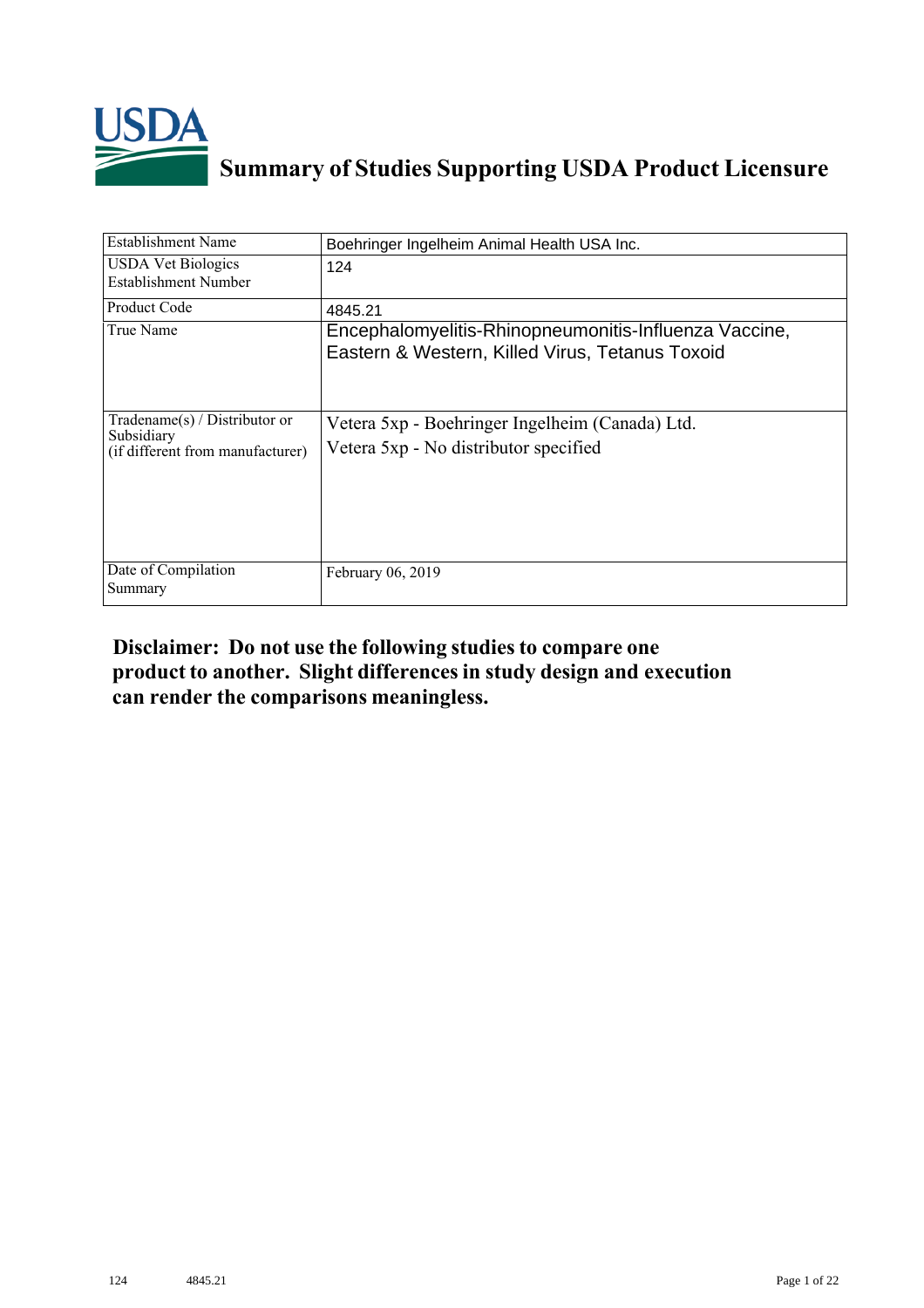USDA

# Summary of Studies Supporting USDA Product Licensure

| Establishment Name | Boehringer Ingelheim Animal Health USA Inc. |
|---|---|
| USDA Vet Biologics Establishment Number | 124 |
| Product Code | 4845.21 |
| True Name | Encephalomyelitis-Rhinopneumonitis-Influenza Vaccine, Eastern & Western, Killed Virus, Tetanus Toxoid |
| Tradename(s) / Distributor or Subsidiary (if different from manufacturer) | Vetera 5xp - Boehringer Ingelheim (Canada) Ltd.<br>Vetera 5xp - No distributor specified |
| Date of Compilation Summary | February 06, 2019 |

**Disclaimer: Do not use the following studies to compare one product to another. Slight differences in study design and execution can render the comparisons meaningless.**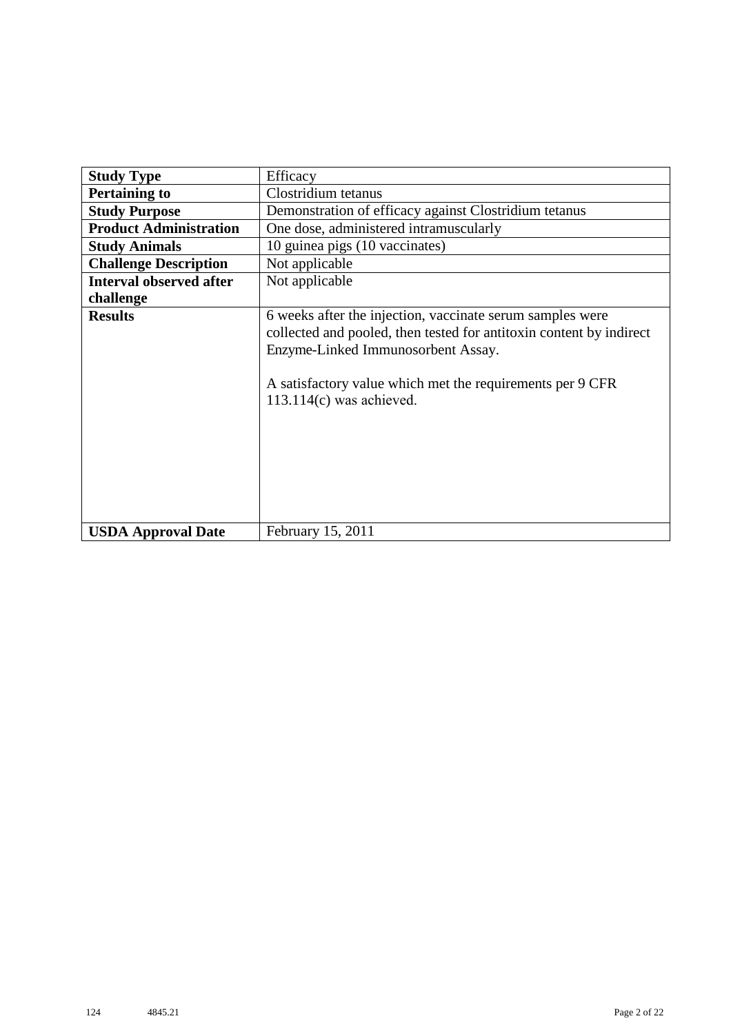| Study Type | Efficacy |
|---|---|
| **Pertaining to** | Clostridium tetanus |
| **Study Purpose** | Demonstration of efficacy against Clostridium tetanus |
| **Product Administration** | One dose, administered intramuscularly |
| **Study Animals** | 10 guinea pigs (10 vaccinates) |
| **Challenge Description** | Not applicable |
| **Interval observed after challenge** | Not applicable |
| **Results** | 6 weeks after the injection, vaccinate serum samples were collected and pooled, then tested for antitoxin content by indirect Enzyme-Linked Immunosorbent Assay.<br><br>A satisfactory value which met the requirements per 9 CFR 113.114(c) was achieved. |
| **USDA Approval Date** | February 15, 2011 |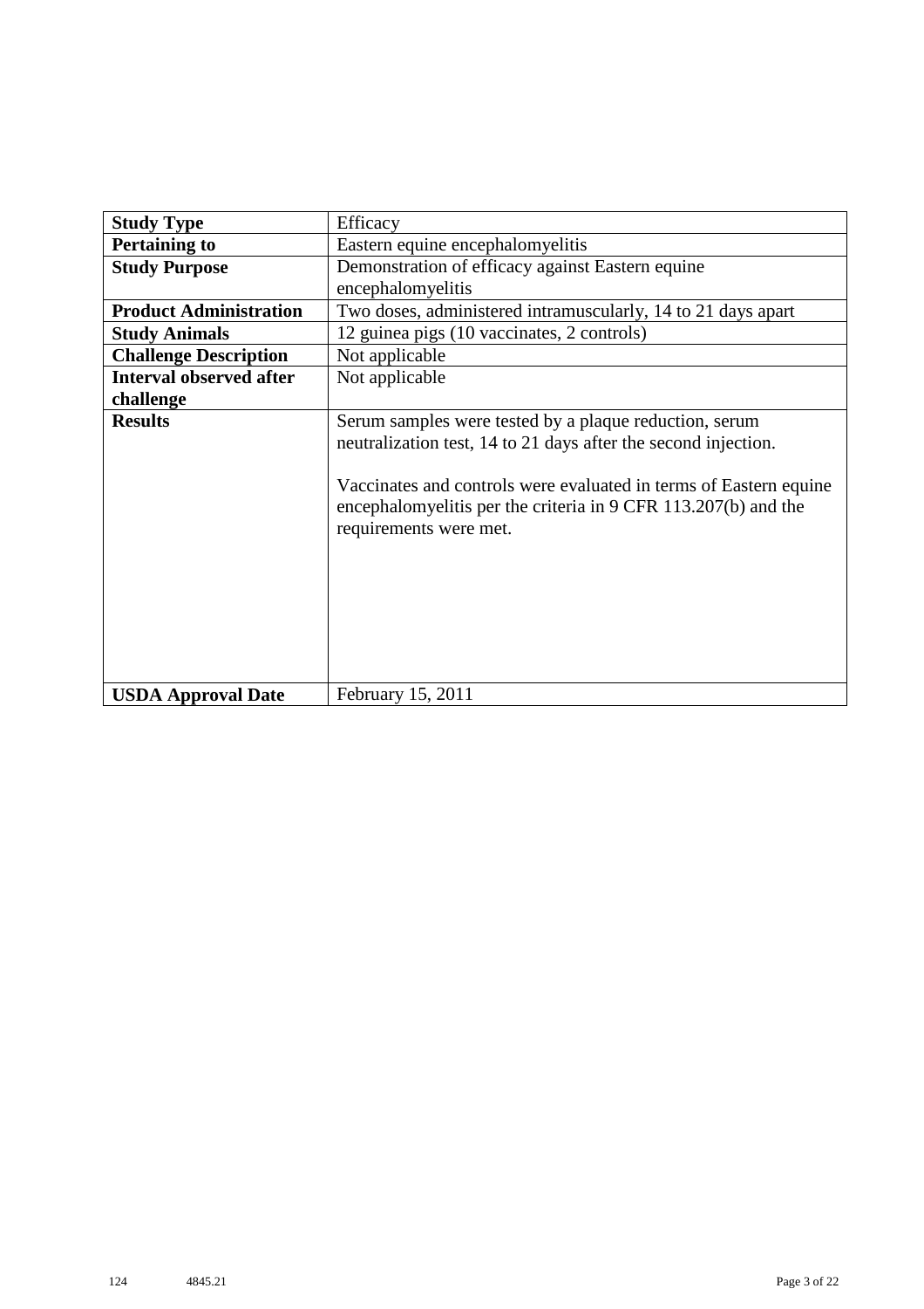| **Study Type** | Efficacy |
|---|---|
| **Pertaining to** | Eastern equine encephalomyelitis |
| **Study Purpose** | Demonstration of efficacy against Eastern equine encephalomyelitis |
| **Product Administration** | Two doses, administered intramuscularly, 14 to 21 days apart |
| **Study Animals** | 12 guinea pigs (10 vaccinates, 2 controls) |
| **Challenge Description** | Not applicable |
| **Interval observed after challenge** | Not applicable |
| **Results** | Serum samples were tested by a plaque reduction, serum neutralization test, 14 to 21 days after the second injection.<br><br>Vaccinates and controls were evaluated in terms of Eastern equine encephalomyelitis per the criteria in 9 CFR 113.207(b) and the requirements were met. |
| **USDA Approval Date** | February 15, 2011 |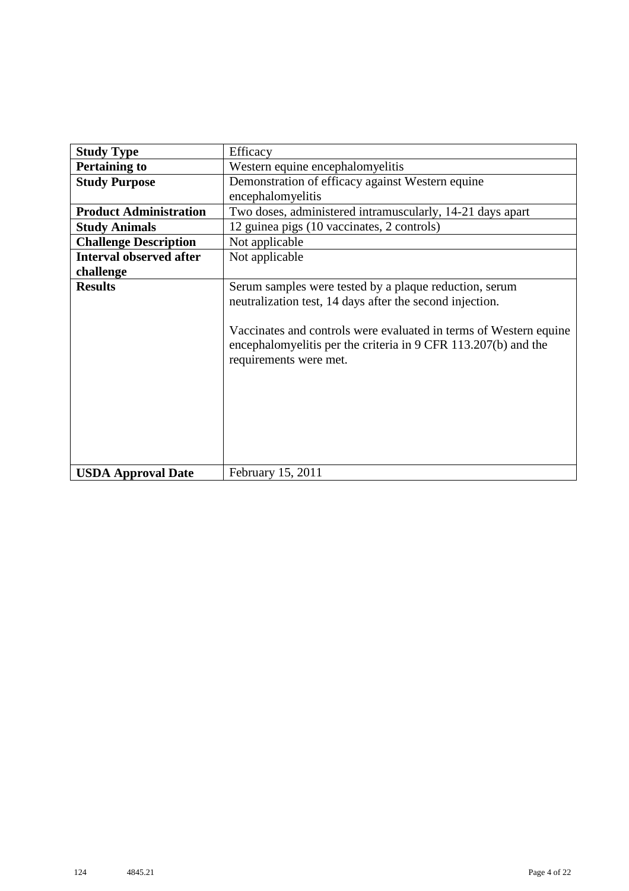| **Study Type** | Efficacy |
|---|---|
| **Pertaining to** | Western equine encephalomyelitis |
| **Study Purpose** | Demonstration of efficacy against Western equine encephalomyelitis |
| **Product Administration** | Two doses, administered intramuscularly, 14-21 days apart |
| **Study Animals** | 12 guinea pigs (10 vaccinates, 2 controls) |
| **Challenge Description** | Not applicable |
| **Interval observed after challenge** | Not applicable |
| **Results** | Serum samples were tested by a plaque reduction, serum neutralization test, 14 days after the second injection.<br><br>Vaccinates and controls were evaluated in terms of Western equine encephalomyelitis per the criteria in 9 CFR 113.207(b) and the requirements were met. |
| **USDA Approval Date** | February 15, 2011 |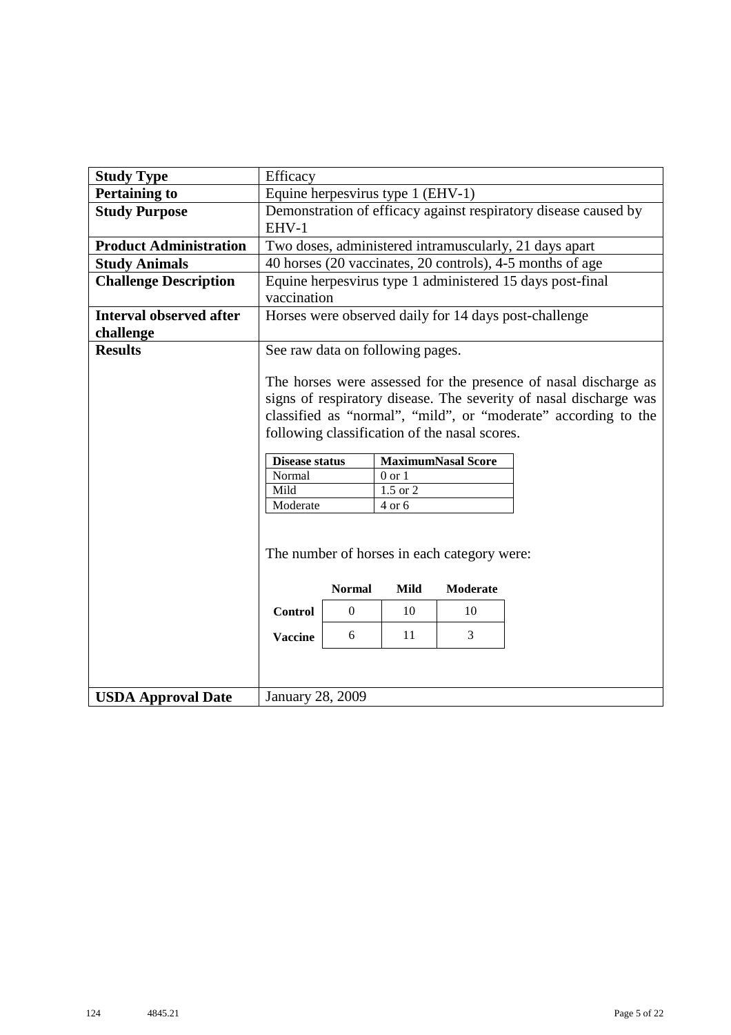| Study Type | Efficacy |
|---|---|
| **Pertaining to** | Equine herpesvirus type 1 (EHV-1) |
| **Study Purpose** | Demonstration of efficacy against respiratory disease caused by EHV-1 |
| **Product Administration** | Two doses, administered intramuscularly, 21 days apart |
| **Study Animals** | 40 horses (20 vaccinates, 20 controls), 4-5 months of age |
| **Challenge Description** | Equine herpesvirus type 1 administered 15 days post-final vaccination |
| **Interval observed after challenge** | Horses were observed daily for 14 days post-challenge |
| **Results** | See raw data on following pages.<br><br>The horses were assessed for the presence of nasal discharge as signs of respiratory disease. The severity of nasal discharge was classified as "normal", "mild", or "moderate" according to the following classification of the nasal scores.<br><br>**Disease status** / **MaximumNasal Score**: Normal – 0 or 1; Mild – 1.5 or 2; Moderate – 4 or 6<br><br>The number of horses in each category were:<br><br>**Control**: Normal 0, Mild 10, Moderate 10<br>**Vaccine**: Normal 6, Mild 11, Moderate 3 |
| **USDA Approval Date** | January 28, 2009 |

| Disease status | MaximumNasal Score |
|---|---|
| Normal | 0 or 1 |
| Mild | 1.5 or 2 |
| Moderate | 4 or 6 |

| | Normal | Mild | Moderate |
|---|---|---|---|
| **Control** | 0 | 10 | 10 |
| **Vaccine** | 6 | 11 | 3 |

124 4845.21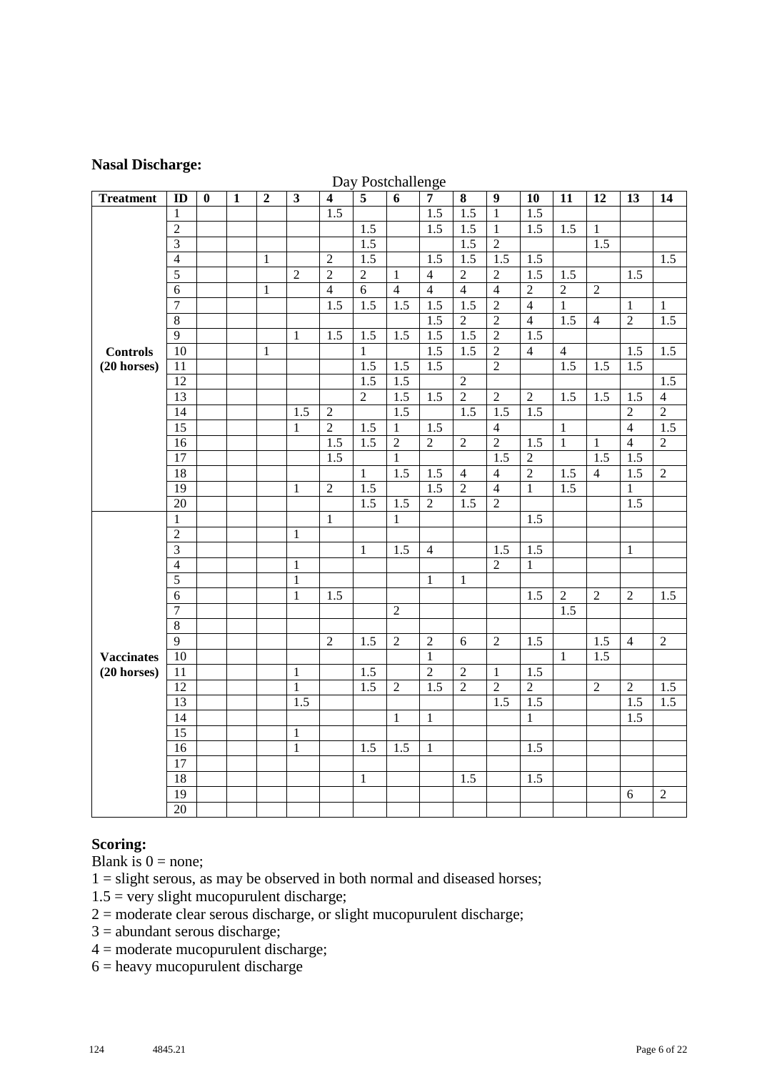## Nasal Discharge:

| Treatment | ID | Day Postchallenge 0 | 1 | 2 | 3 | 4 | 5 | 6 | 7 | 8 | 9 | 10 | 11 | 12 | 13 | 14 |
|---|---|---|---|---|---|---|---|---|---|---|---|---|---|---|---|---|
| Controls (20 horses) | 1 | | | | | 1.5 | | | 1.5 | 1.5 | 1 | 1.5 | | | | |
| | 2 | | | | | | 1.5 | | 1.5 | 1.5 | 1 | 1.5 | 1.5 | 1 | | |
| | 3 | | | | | | 1.5 | | | 1.5 | 2 | | | 1.5 | | |
| | 4 | | | 1 | | 2 | 1.5 | | 1.5 | 1.5 | 1.5 | 1.5 | | | | 1.5 |
| | 5 | | | | 2 | 2 | 2 | 1 | 4 | 2 | 2 | 1.5 | 1.5 | | 1.5 | |
| | 6 | | | 1 | | 4 | 6 | 4 | 4 | 4 | 4 | 2 | 2 | 2 | | |
| | 7 | | | | | 1.5 | 1.5 | 1.5 | 1.5 | 1.5 | 2 | 4 | 1 | | 1 | 1 |
| | 8 | | | | | | | | 1.5 | 2 | 2 | 4 | 1.5 | 4 | 2 | 1.5 |
| | 9 | | | | 1 | 1.5 | 1.5 | 1.5 | 1.5 | 1.5 | 2 | 1.5 | | | | |
| | 10 | | | 1 | | | 1 | | 1.5 | 1.5 | 2 | 4 | 4 | | 1.5 | 1.5 |
| | 11 | | | | | | 1.5 | 1.5 | 1.5 | | 2 | | 1.5 | 1.5 | 1.5 | |
| | 12 | | | | | | 1.5 | 1.5 | | 2 | | | | | | 1.5 |
| | 13 | | | | | | 2 | 1.5 | 1.5 | 2 | 2 | 2 | 1.5 | 1.5 | 1.5 | 4 |
| | 14 | | | | 1.5 | 2 | | 1.5 | | 1.5 | 1.5 | 1.5 | | | 2 | 2 |
| | 15 | | | | 1 | 2 | 1.5 | 1 | 1.5 | | 4 | | 1 | | 4 | 1.5 |
| | 16 | | | | | 1.5 | 1.5 | 2 | 2 | 2 | 2 | 1.5 | 1 | 1 | 4 | 2 |
| | 17 | | | | | 1.5 | | 1 | | | 1.5 | 2 | | 1.5 | 1.5 | |
| | 18 | | | | | | 1 | 1.5 | 1.5 | 4 | 4 | 2 | 1.5 | 4 | 1.5 | 2 |
| | 19 | | | | 1 | 2 | 1.5 | | 1.5 | 2 | 4 | 1 | 1.5 | | 1 | |
| | 20 | | | | | | 1.5 | 1.5 | 2 | 1.5 | 2 | | | | 1.5 | |
| Vaccinates (20 horses) | 1 | | | | | 1 | | 1 | | | | 1.5 | | | | |
| | 2 | | | | 1 | | | | | | | | | | | |
| | 3 | | | | | | 1 | 1.5 | 4 | | 1.5 | 1.5 | | | 1 | |
| | 4 | | | | 1 | | | | | | 2 | 1 | | | | |
| | 5 | | | | 1 | | | | 1 | 1 | | | | | | |
| | 6 | | | | 1 | 1.5 | | | | | | 1.5 | 2 | 2 | 2 | 1.5 |
| | 7 | | | | | | | 2 | | | | | 1.5 | | | |
| | 8 | | | | | | | | | | | | | | | |
| | 9 | | | | | 2 | 1.5 | 2 | 2 | 6 | 2 | 1.5 | | 1.5 | 4 | 2 |
| | 10 | | | | | | | | 1 | | | | 1 | 1.5 | | |
| | 11 | | | | 1 | | 1.5 | | 2 | 2 | 1 | 1.5 | | | | |
| | 12 | | | | 1 | | 1.5 | 2 | 1.5 | 2 | 2 | 2 | | 2 | 2 | 1.5 |
| | 13 | | | | 1.5 | | | | | | 1.5 | 1.5 | | | 1.5 | 1.5 |
| | 14 | | | | | | | 1 | 1 | | | 1 | | | 1.5 | |
| | 15 | | | | 1 | | | | | | | | | | | |
| | 16 | | | | 1 | | 1.5 | 1.5 | 1 | | | 1.5 | | | | |
| | 17 | | | | | | | | | | | | | | | |
| | 18 | | | | | | 1 | | | 1.5 | | 1.5 | | | | |
| | 19 | | | | | | | | | | | | | | 6 | 2 |
| | 20 | | | | | | | | | | | | | | | |

## Scoring:

Blank is 0 = none;

1 = slight serous, as may be observed in both normal and diseased horses;

1.5 = very slight mucopurulent discharge;

2 = moderate clear serous discharge, or slight mucopurulent discharge;

3 = abundant serous discharge;

4 = moderate mucopurulent discharge;

6 = heavy mucopurulent discharge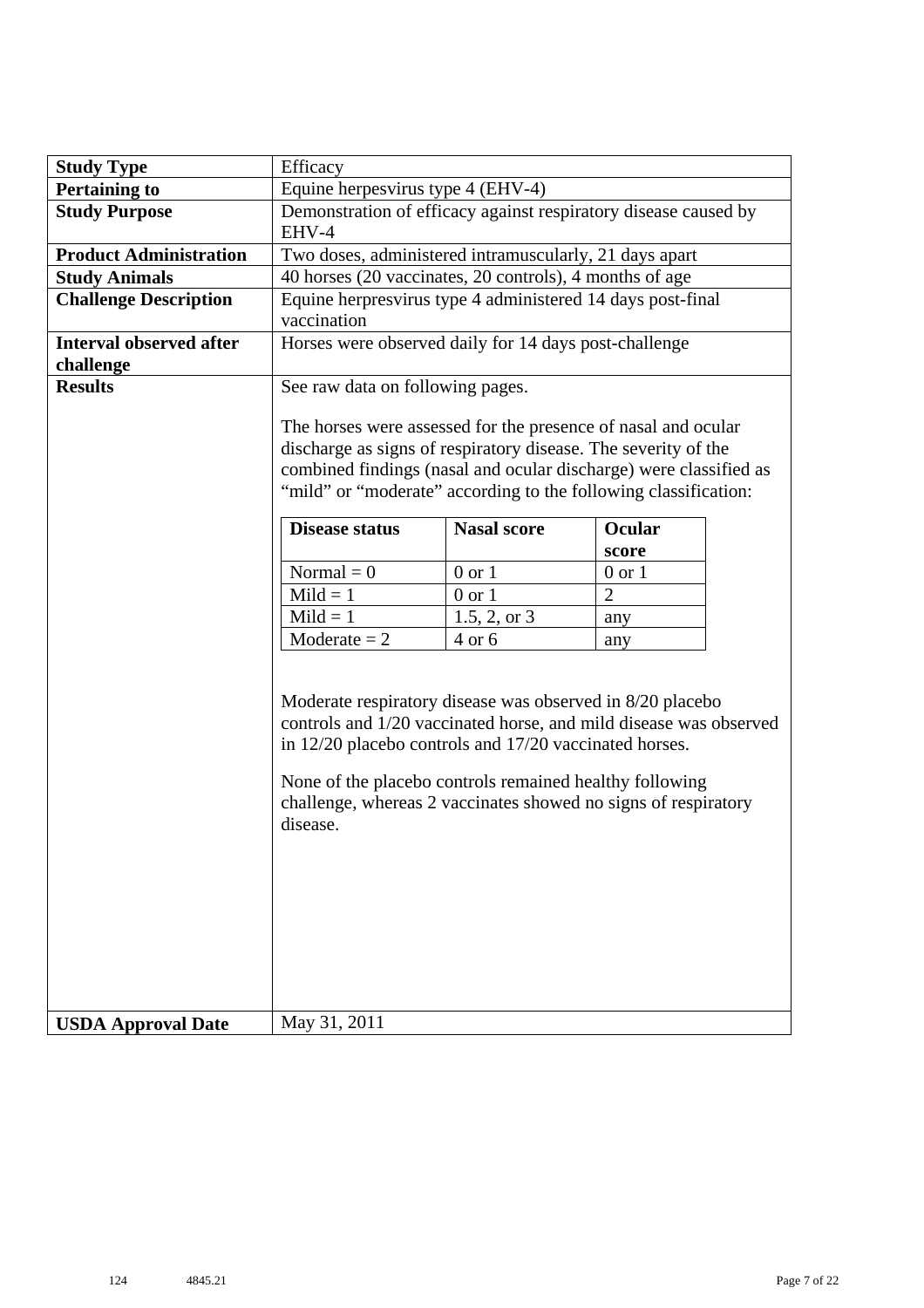| Study Type | Efficacy |
|---|---|
| **Pertaining to** | Equine herpesvirus type 4 (EHV-4) |
| **Study Purpose** | Demonstration of efficacy against respiratory disease caused by EHV-4 |
| **Product Administration** | Two doses, administered intramuscularly, 21 days apart |
| **Study Animals** | 40 horses (20 vaccinates, 20 controls), 4 months of age |
| **Challenge Description** | Equine herpresvirus type 4 administered 14 days post-final vaccination |
| **Interval observed after challenge** | Horses were observed daily for 14 days post-challenge |
| **Results** | See raw data on following pages.<br><br>The horses were assessed for the presence of nasal and ocular discharge as signs of respiratory disease. The severity of the combined findings (nasal and ocular discharge) were classified as "mild" or "moderate" according to the following classification:<br><br>(see classification table below)<br><br>Moderate respiratory disease was observed in 8/20 placebo controls and 1/20 vaccinated horse, and mild disease was observed in 12/20 placebo controls and 17/20 vaccinated horses.<br><br>None of the placebo controls remained healthy following challenge, whereas 2 vaccinates showed no signs of respiratory disease. |
| **USDA Approval Date** | May 31, 2011 |

| Disease status | Nasal score | Ocular score |
|---|---|---|
| Normal = 0 | 0 or 1 | 0 or 1 |
| Mild = 1 | 0 or 1 | 2 |
| Mild = 1 | 1.5, 2, or 3 | any |
| Moderate = 2 | 4 or 6 | any |

124 4845.21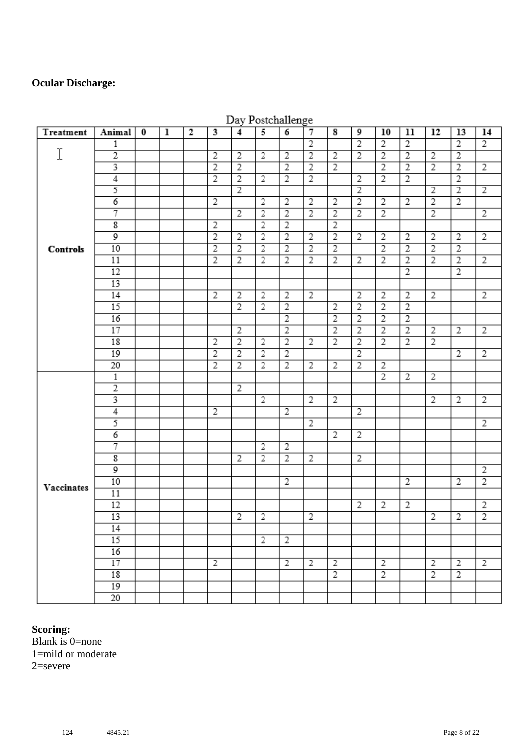**Ocular Discharge:**

| Treatment | Animal | Day Postchallenge 0 | 1 | 2 | 3 | 4 | 5 | 6 | 7 | 8 | 9 | 10 | 11 | 12 | 13 | 14 |
|---|---|---|---|---|---|---|---|---|---|---|---|---|---|---|---|---|
| Controls | 1 | | | | | | | | 2 | | 2 | 2 | 2 | | 2 | 2 |
| | 2 | | | | 2 | 2 | 2 | 2 | 2 | 2 | 2 | 2 | 2 | 2 | 2 | |
| | 3 | | | | 2 | 2 | | 2 | 2 | 2 | | 2 | 2 | 2 | 2 | 2 |
| | 4 | | | | 2 | 2 | 2 | 2 | 2 | | 2 | 2 | 2 | | 2 | |
| | 5 | | | | | 2 | | | | | 2 | | | 2 | 2 | 2 |
| | 6 | | | | 2 | | 2 | 2 | 2 | 2 | 2 | 2 | 2 | 2 | 2 | |
| | 7 | | | | | 2 | 2 | 2 | 2 | 2 | 2 | 2 | | 2 | | 2 |
| | 8 | | | | 2 | | 2 | 2 | | 2 | | | | | | |
| | 9 | | | | 2 | 2 | 2 | 2 | 2 | 2 | 2 | 2 | 2 | 2 | 2 | 2 |
| | 10 | | | | 2 | 2 | 2 | 2 | 2 | 2 | | 2 | 2 | 2 | 2 | |
| | 11 | | | | 2 | 2 | 2 | 2 | 2 | 2 | 2 | 2 | 2 | 2 | 2 | 2 |
| | 12 | | | | | | | | | | | | 2 | | 2 | |
| | 13 | | | | | | | | | | | | | | | |
| | 14 | | | | 2 | 2 | 2 | 2 | 2 | | 2 | 2 | 2 | 2 | | 2 |
| | 15 | | | | | 2 | 2 | 2 | | 2 | 2 | 2 | 2 | | | |
| | 16 | | | | | | | 2 | | 2 | 2 | 2 | 2 | | | |
| | 17 | | | | | 2 | | 2 | | 2 | 2 | 2 | 2 | 2 | 2 | 2 |
| | 18 | | | | 2 | 2 | 2 | 2 | 2 | 2 | 2 | 2 | 2 | 2 | | |
| | 19 | | | | 2 | 2 | 2 | 2 | | | 2 | | | | 2 | 2 |
| | 20 | | | | 2 | 2 | 2 | 2 | 2 | 2 | 2 | 2 | | | | |
| Vaccinates | 1 | | | | | | | | | | | 2 | 2 | 2 | | |
| | 2 | | | | | 2 | | | | | | | | | | |
| | 3 | | | | | | 2 | | 2 | 2 | | | | 2 | 2 | 2 |
| | 4 | | | | 2 | | | 2 | | | 2 | | | | | |
| | 5 | | | | | | | | 2 | | | | | | | 2 |
| | 6 | | | | | | | | | 2 | 2 | | | | | |
| | 7 | | | | | | 2 | 2 | | | | | | | | |
| | 8 | | | | | 2 | 2 | 2 | 2 | | 2 | | | | | |
| | 9 | | | | | | | | | | | | | | | 2 |
| | 10 | | | | | | | 2 | | | | | 2 | | 2 | 2 |
| | 11 | | | | | | | | | | | | | | | |
| | 12 | | | | | | | | | | 2 | 2 | 2 | | | 2 |
| | 13 | | | | | 2 | 2 | | 2 | | | | | 2 | 2 | 2 |
| | 14 | | | | | | | | | | | | | | | |
| | 15 | | | | | | 2 | 2 | | | | | | | | |
| | 16 | | | | | | | | | | | | | | | |
| | 17 | | | | 2 | | | 2 | 2 | 2 | | 2 | | 2 | 2 | 2 |
| | 18 | | | | | | | | | 2 | | 2 | | 2 | 2 | |
| | 19 | | | | | | | | | | | | | | | |
| | 20 | | | | | | | | | | | | | | | |

**Scoring:**
Blank is 0=none
1=mild or moderate
2=severe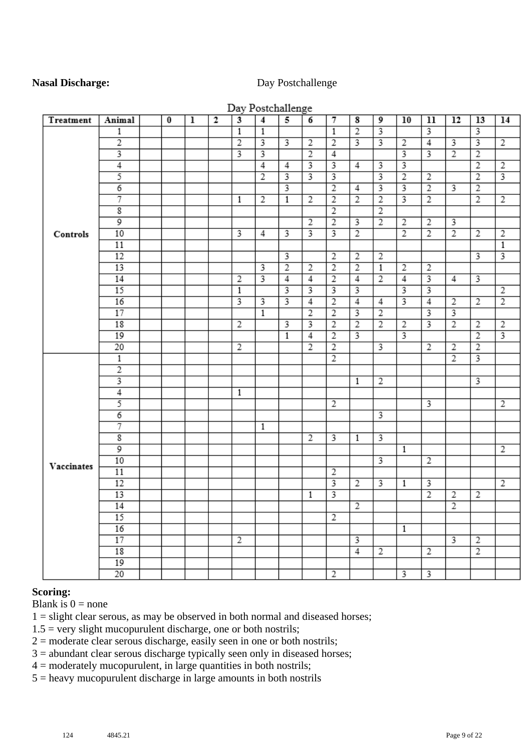**Nasal Discharge:** Day Postchallenge

| Treatment | Animal | | 0 | 1 | 2 | 3 | 4 | 5 | 6 | 7 | 8 | 9 | 10 | 11 | 12 | 13 | 14 |
|---|---|---|---|---|---|---|---|---|---|---|---|---|---|---|---|---|---|
| Controls | 1 | | | | | 1 | 1 | | | 1 | 2 | 3 | | 3 | | 3 | |
| | 2 | | | | | 2 | 3 | 3 | 2 | 2 | 3 | 3 | 2 | 4 | 3 | 3 | 2 |
| | 3 | | | | | 3 | 3 | | 2 | 4 | | | 3 | 3 | 2 | 2 | |
| | 4 | | | | | | 4 | 4 | 3 | 3 | 4 | 3 | 3 | | | 2 | 2 |
| | 5 | | | | | | 2 | 3 | 3 | 3 | | 3 | 2 | 2 | | 2 | 3 |
| | 6 | | | | | | | 3 | | 2 | 4 | 3 | 3 | 2 | 3 | 2 | |
| | 7 | | | | | 1 | 2 | 1 | 2 | 2 | 2 | 2 | 3 | 2 | | 2 | 2 |
| | 8 | | | | | | | | | 2 | | 2 | | | | | |
| | 9 | | | | | | | | 2 | 2 | 3 | 2 | 2 | 2 | 3 | | |
| | 10 | | | | | 3 | 4 | 3 | 3 | 3 | 2 | | 2 | 2 | 2 | 2 | 2 |
| | 11 | | | | | | | | | | | | | | | | 1 |
| | 12 | | | | | | | 3 | | 2 | 2 | 2 | | | | 3 | 3 |
| | 13 | | | | | | 3 | 2 | 2 | 2 | 2 | 1 | 2 | 2 | | | |
| | 14 | | | | | 2 | 3 | 4 | 4 | 2 | 4 | 2 | 4 | 3 | 4 | 3 | |
| | 15 | | | | | 1 | | 3 | 3 | 3 | 3 | | 3 | 3 | | | 2 |
| | 16 | | | | | 3 | 3 | 3 | 4 | 2 | 4 | 4 | 3 | 4 | 2 | 2 | 2 |
| | 17 | | | | | | 1 | | 2 | 2 | 3 | 2 | | 3 | 3 | | |
| | 18 | | | | | 2 | | 3 | 3 | 2 | 2 | 2 | 2 | 3 | 2 | 2 | 2 |
| | 19 | | | | | | | 1 | 4 | 2 | 3 | | 3 | | | 2 | 3 |
| | 20 | | | | | 2 | | | 2 | 2 | | 3 | | 2 | 2 | 2 | |
| Vaccinates | 1 | | | | | | | | | 2 | | | | | 2 | 3 | |
| | 2 | | | | | | | | | | | | | | | | |
| | 3 | | | | | | | | | | 1 | 2 | | | | 3 | |
| | 4 | | | | | 1 | | | | | | | | | | | |
| | 5 | | | | | | | | | 2 | | | | 3 | | | 2 |
| | 6 | | | | | | | | | | | 3 | | | | | |
| | 7 | | | | | | 1 | | | | | | | | | | |
| | 8 | | | | | | | | 2 | 3 | 1 | 3 | | | | | |
| | 9 | | | | | | | | | | | | 1 | | | | 2 |
| | 10 | | | | | | | | | | | 3 | | 2 | | | |
| | 11 | | | | | | | | | 2 | | | | | | | |
| | 12 | | | | | | | | | 3 | 2 | 3 | 1 | 3 | | | 2 |
| | 13 | | | | | | | | 1 | 3 | | | | 2 | 2 | 2 | |
| | 14 | | | | | | | | | | 2 | | | | 2 | | |
| | 15 | | | | | | | | | 2 | | | | | | | |
| | 16 | | | | | | | | | | | | 1 | | | | |
| | 17 | | | | | 2 | | | | | 3 | | | | 3 | 2 | |
| | 18 | | | | | | | | | | 4 | 2 | | 2 | | 2 | |
| | 19 | | | | | | | | | | | | | | | | |
| | 20 | | | | | | | | | 2 | | | 3 | 3 | | | |

**Scoring:**

Blank is 0 = none

1 = slight clear serous, as may be observed in both normal and diseased horses;

1.5 = very slight mucopurulent discharge, one or both nostrils;

2 = moderate clear serous discharge, easily seen in one or both nostrils;

3 = abundant clear serous discharge typically seen only in diseased horses;

4 = moderately mucopurulent, in large quantities in both nostrils;

5 = heavy mucopurulent discharge in large amounts in both nostrils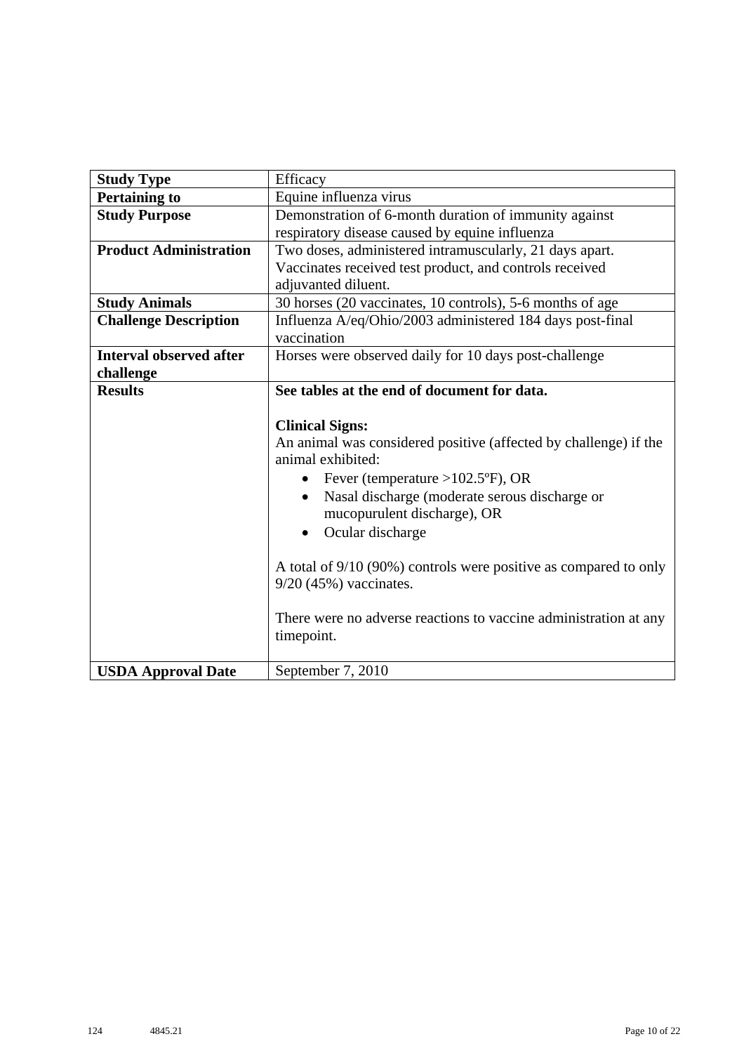| Study Type | Efficacy |
|---|---|
| **Pertaining to** | Equine influenza virus |
| **Study Purpose** | Demonstration of 6-month duration of immunity against respiratory disease caused by equine influenza |
| **Product Administration** | Two doses, administered intramuscularly, 21 days apart. Vaccinates received test product, and controls received adjuvanted diluent. |
| **Study Animals** | 30 horses (20 vaccinates, 10 controls), 5-6 months of age |
| **Challenge Description** | Influenza A/eq/Ohio/2003 administered 184 days post-final vaccination |
| **Interval observed after challenge** | Horses were observed daily for 10 days post-challenge |
| **Results** | **See tables at the end of document for data.**<br><br>**Clinical Signs:**<br>An animal was considered positive (affected by challenge) if the animal exhibited:<br>• Fever (temperature >102.5ºF), OR<br>• Nasal discharge (moderate serous discharge or mucopurulent discharge), OR<br>• Ocular discharge<br><br>A total of 9/10 (90%) controls were positive as compared to only 9/20 (45%) vaccinates.<br><br>There were no adverse reactions to vaccine administration at any timepoint. |
| **USDA Approval Date** | September 7, 2010 |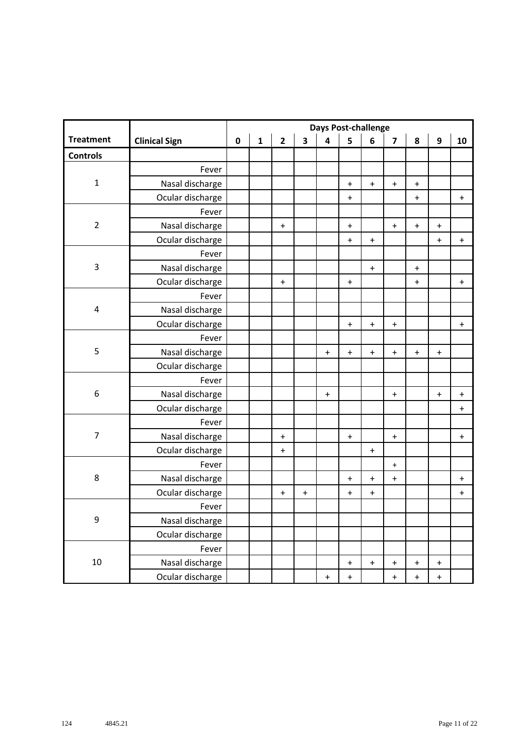| Treatment | Clinical Sign | Days Post-challenge | | | | | | | | | | |
|---|---|---|---|---|---|---|---|---|---|---|---|---|
| | | 0 | 1 | 2 | 3 | 4 | 5 | 6 | 7 | 8 | 9 | 10 |
| **Controls** | | | | | | | | | | | | |
| 1 | Fever | | | | | | | | | | | |
| | Nasal discharge | | | | | | + | + | + | + | | |
| | Ocular discharge | | | | | | + | | | + | | + |
| 2 | Fever | | | | | | | | | | | |
| | Nasal discharge | | | + | | | + | | + | + | + | |
| | Ocular discharge | | | | | | + | + | | | + | + |
| 3 | Fever | | | | | | | | | | | |
| | Nasal discharge | | | | | | | + | | + | | |
| | Ocular discharge | | | + | | | + | | | + | | + |
| 4 | Fever | | | | | | | | | | | |
| | Nasal discharge | | | | | | | | | | | |
| | Ocular discharge | | | | | | + | + | + | | | + |
| 5 | Fever | | | | | | | | | | | |
| | Nasal discharge | | | | | + | + | + | + | + | + | |
| | Ocular discharge | | | | | | | | | | | |
| 6 | Fever | | | | | | | | | | | |
| | Nasal discharge | | | | | + | | | + | | + | + |
| | Ocular discharge | | | | | | | | | | | + |
| 7 | Fever | | | | | | | | | | | |
| | Nasal discharge | | | + | | | + | | + | | | + |
| | Ocular discharge | | | + | | | | + | | | | |
| 8 | Fever | | | | | | | | + | | | |
| | Nasal discharge | | | | | | + | + | + | | | + |
| | Ocular discharge | | | + | + | | + | + | | | | + |
| 9 | Fever | | | | | | | | | | | |
| | Nasal discharge | | | | | | | | | | | |
| | Ocular discharge | | | | | | | | | | | |
| 10 | Fever | | | | | | | | | | | |
| | Nasal discharge | | | | | | + | + | + | + | + | |
| | Ocular discharge | | | | | + | + | | + | + | + | |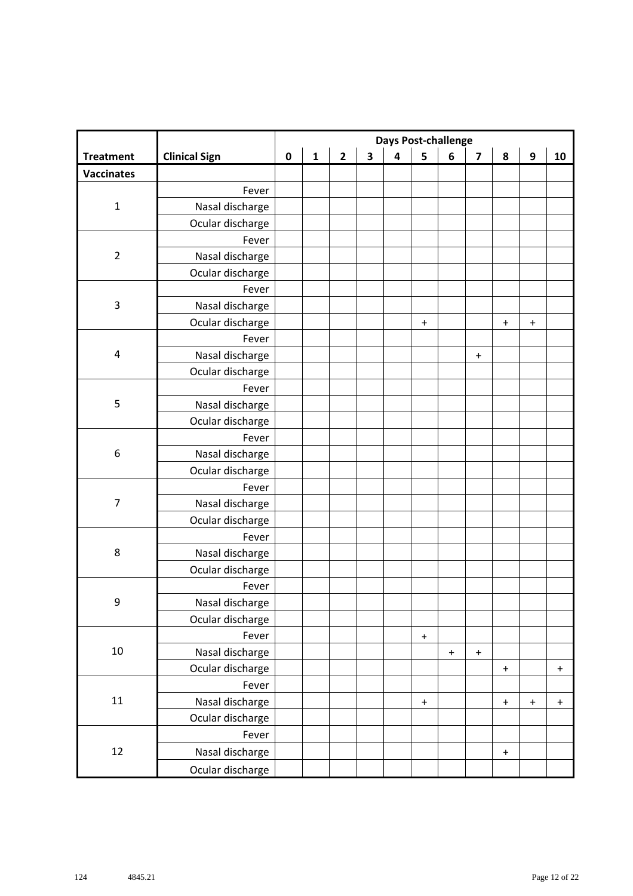| Treatment | Clinical Sign | Days Post-challenge | | | | | | | | | | |
|---|---|---|---|---|---|---|---|---|---|---|---|---|
| | | 0 | 1 | 2 | 3 | 4 | 5 | 6 | 7 | 8 | 9 | 10 |
| **Vaccinates** | | | | | | | | | | | | |
| 1 | Fever | | | | | | | | | | | |
| | Nasal discharge | | | | | | | | | | | |
| | Ocular discharge | | | | | | | | | | | |
| 2 | Fever | | | | | | | | | | | |
| | Nasal discharge | | | | | | | | | | | |
| | Ocular discharge | | | | | | | | | | | |
| 3 | Fever | | | | | | | | | | | |
| | Nasal discharge | | | | | | | | | | | |
| | Ocular discharge | | | | | | + | | | + | + | |
| 4 | Fever | | | | | | | | | | | |
| | Nasal discharge | | | | | | | | + | | | |
| | Ocular discharge | | | | | | | | | | | |
| 5 | Fever | | | | | | | | | | | |
| | Nasal discharge | | | | | | | | | | | |
| | Ocular discharge | | | | | | | | | | | |
| 6 | Fever | | | | | | | | | | | |
| | Nasal discharge | | | | | | | | | | | |
| | Ocular discharge | | | | | | | | | | | |
| 7 | Fever | | | | | | | | | | | |
| | Nasal discharge | | | | | | | | | | | |
| | Ocular discharge | | | | | | | | | | | |
| 8 | Fever | | | | | | | | | | | |
| | Nasal discharge | | | | | | | | | | | |
| | Ocular discharge | | | | | | | | | | | |
| 9 | Fever | | | | | | | | | | | |
| | Nasal discharge | | | | | | | | | | | |
| | Ocular discharge | | | | | | | | | | | |
| 10 | Fever | | | | | | + | | | | | |
| | Nasal discharge | | | | | | | + | + | | | |
| | Ocular discharge | | | | | | | | | + | | + |
| 11 | Fever | | | | | | | | | | | |
| | Nasal discharge | | | | | | + | | | + | + | + |
| | Ocular discharge | | | | | | | | | | | |
| 12 | Fever | | | | | | | | | | | |
| | Nasal discharge | | | | | | | | | + | | |
| | Ocular discharge | | | | | | | | | | | |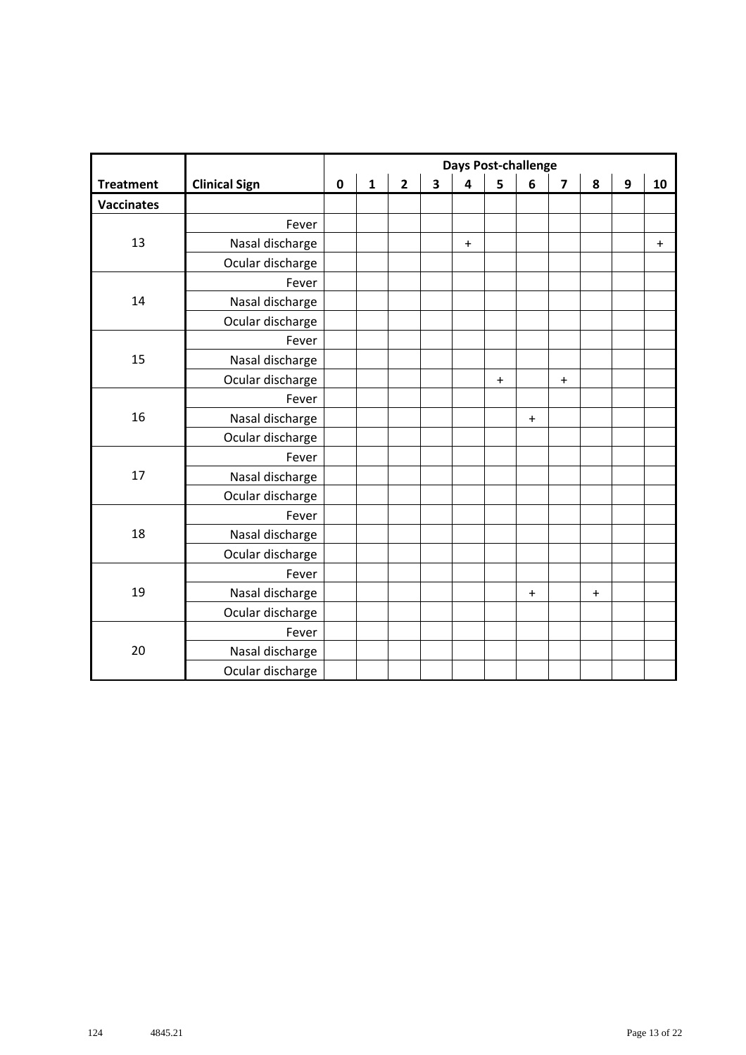| | | Days Post-challenge | | | | | | | | | | |
|---|---|---|---|---|---|---|---|---|---|---|---|---|
| **Treatment** | **Clinical Sign** | **0** | **1** | **2** | **3** | **4** | **5** | **6** | **7** | **8** | **9** | **10** |
| **Vaccinates** | | | | | | | | | | | | |
| 13 | Fever | | | | | | | | | | | |
| | Nasal discharge | | | | | + | | | | | | + |
| | Ocular discharge | | | | | | | | | | | |
| 14 | Fever | | | | | | | | | | | |
| | Nasal discharge | | | | | | | | | | | |
| | Ocular discharge | | | | | | | | | | | |
| 15 | Fever | | | | | | | | | | | |
| | Nasal discharge | | | | | | | | | | | |
| | Ocular discharge | | | | | | + | | + | | | |
| 16 | Fever | | | | | | | | | | | |
| | Nasal discharge | | | | | | | + | | | | |
| | Ocular discharge | | | | | | | | | | | |
| 17 | Fever | | | | | | | | | | | |
| | Nasal discharge | | | | | | | | | | | |
| | Ocular discharge | | | | | | | | | | | |
| 18 | Fever | | | | | | | | | | | |
| | Nasal discharge | | | | | | | | | | | |
| | Ocular discharge | | | | | | | | | | | |
| 19 | Fever | | | | | | | | | | | |
| | Nasal discharge | | | | | | | + | | + | | |
| | Ocular discharge | | | | | | | | | | | |
| 20 | Fever | | | | | | | | | | | |
| | Nasal discharge | | | | | | | | | | | |
| | Ocular discharge | | | | | | | | | | | |

124 4845.21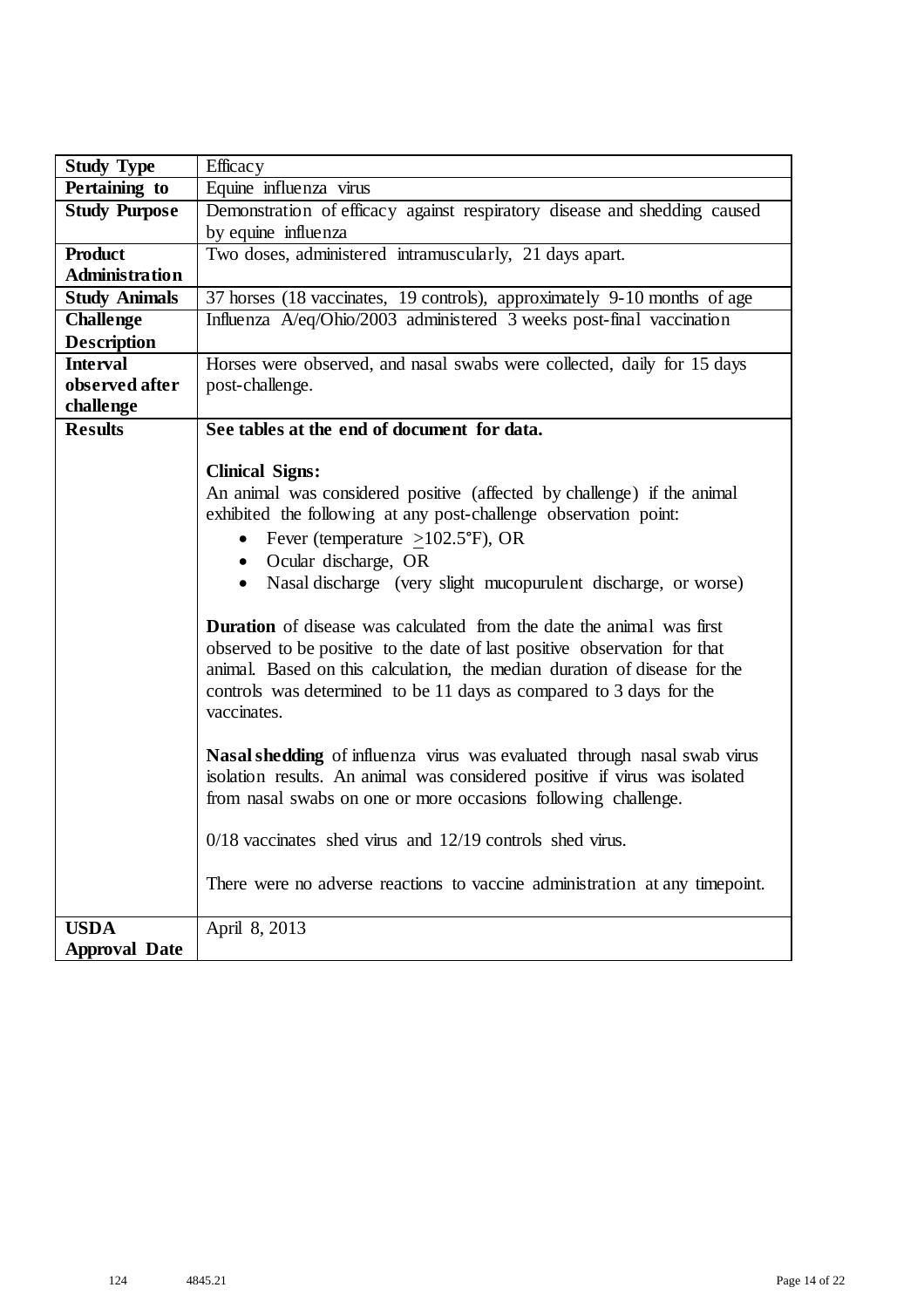| **Study Type** | Efficacy |
| --- | --- |
| **Pertaining to** | Equine influenza virus |
| **Study Purpose** | Demonstration of efficacy against respiratory disease and shedding caused by equine influenza |
| **Product Administration** | Two doses, administered intramuscularly, 21 days apart. |
| **Study Animals** | 37 horses (18 vaccinates, 19 controls), approximately 9-10 months of age |
| **Challenge Description** | Influenza A/eq/Ohio/2003 administered 3 weeks post-final vaccination |
| **Interval observed after challenge** | Horses were observed, and nasal swabs were collected, daily for 15 days post-challenge. |
| **Results** | **See tables at the end of document for data.**<br><br>**Clinical Signs:**<br>An animal was considered positive (affected by challenge) if the animal exhibited the following at any post-challenge observation point:<br>• Fever (temperature $\geq$102.5°F), OR<br>• Ocular discharge, OR<br>• Nasal discharge (very slight mucopurulent discharge, or worse)<br><br>**Duration** of disease was calculated from the date the animal was first observed to be positive to the date of last positive observation for that animal. Based on this calculation, the median duration of disease for the controls was determined to be 11 days as compared to 3 days for the vaccinates.<br><br>**Nasal shedding** of influenza virus was evaluated through nasal swab virus isolation results. An animal was considered positive if virus was isolated from nasal swabs on one or more occasions following challenge.<br><br>0/18 vaccinates shed virus and 12/19 controls shed virus.<br><br>There were no adverse reactions to vaccine administration at any timepoint. |
| **USDA Approval Date** | April 8, 2013 |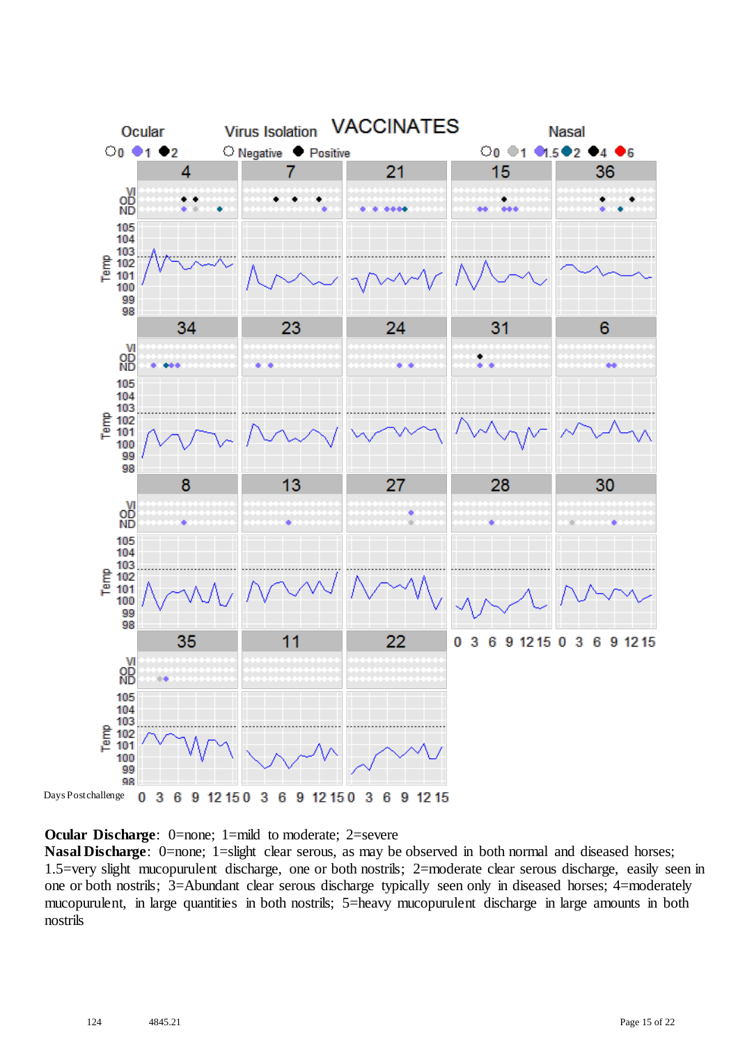**Ocular Discharge**: 0=none; 1=mild to moderate; 2=severe

**Nasal Discharge**: 0=none; 1=slight clear serous, as may be observed in both normal and diseased horses; 1.5=very slight mucopurulent discharge, one or both nostrils; 2=moderate clear serous discharge, easily seen in one or both nostrils; 3=Abundant clear serous discharge typically seen only in diseased horses; 4=moderately mucopurulent, in large quantities in both nostrils; 5=heavy mucopurulent discharge in large amounts in both nostrils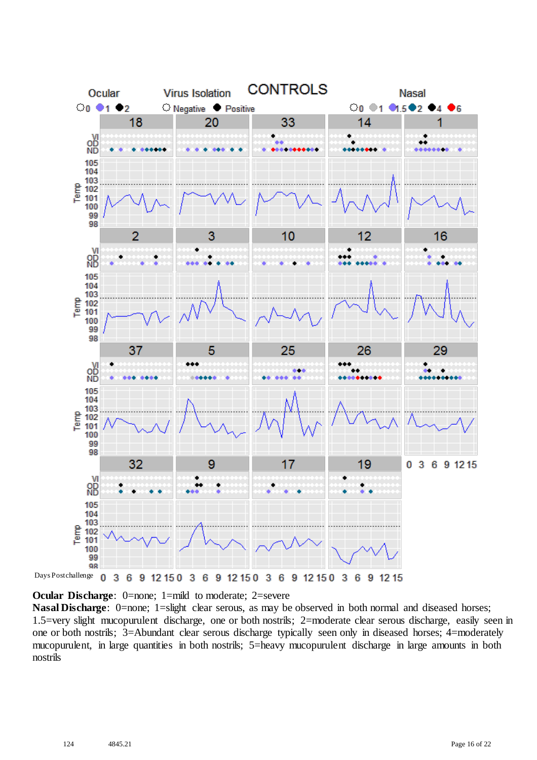**Ocular Discharge**: 0=none; 1=mild to moderate; 2=severe

**Nasal Discharge**: 0=none; 1=slight clear serous, as may be observed in both normal and diseased horses; 1.5=very slight mucopurulent discharge, one or both nostrils; 2=moderate clear serous discharge, easily seen in one or both nostrils; 3=Abundant clear serous discharge typically seen only in diseased horses; 4=moderately mucopurulent, in large quantities in both nostrils; 5=heavy mucopurulent discharge in large amounts in both nostrils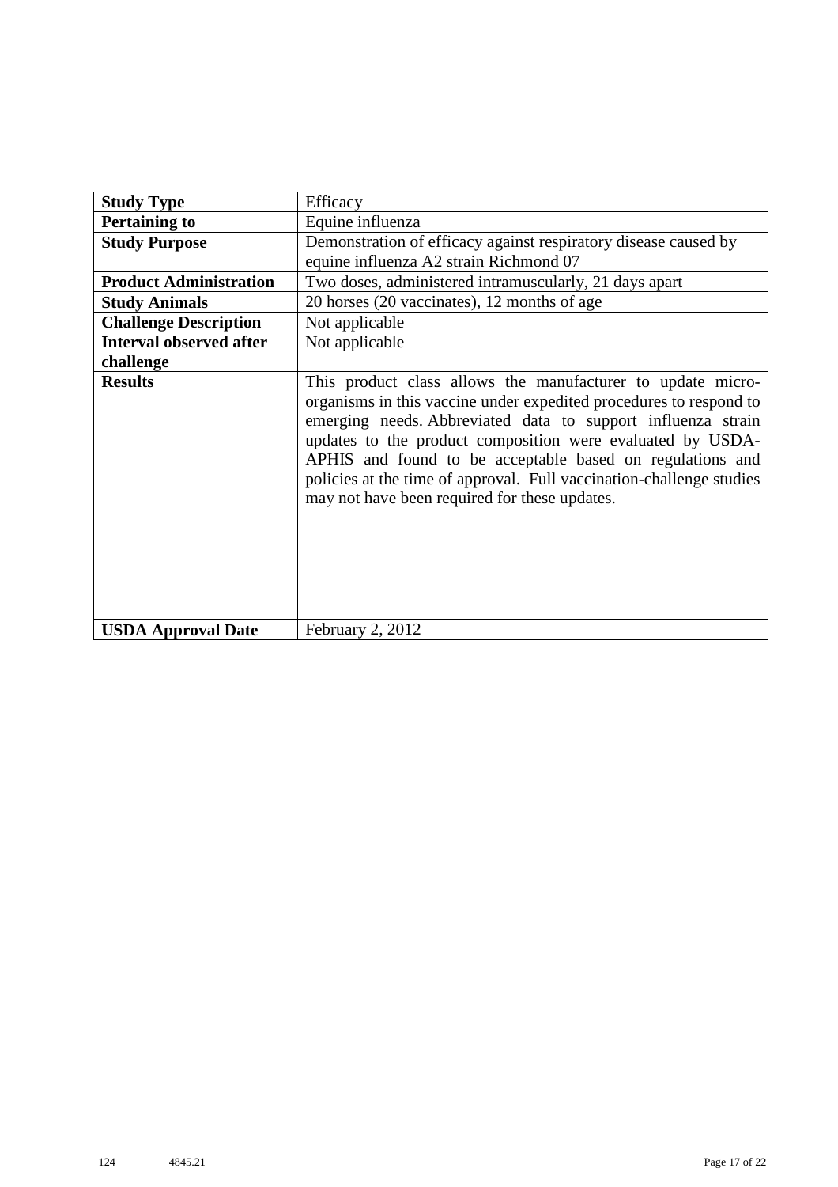| **Study Type** | Efficacy |
|---|---|
| **Pertaining to** | Equine influenza |
| **Study Purpose** | Demonstration of efficacy against respiratory disease caused by equine influenza A2 strain Richmond 07 |
| **Product Administration** | Two doses, administered intramuscularly, 21 days apart |
| **Study Animals** | 20 horses (20 vaccinates), 12 months of age |
| **Challenge Description** | Not applicable |
| **Interval observed after challenge** | Not applicable |
| **Results** | This product class allows the manufacturer to update micro-organisms in this vaccine under expedited procedures to respond to emerging needs. Abbreviated data to support influenza strain updates to the product composition were evaluated by USDA-APHIS and found to be acceptable based on regulations and policies at the time of approval. Full vaccination-challenge studies may not have been required for these updates. |
| **USDA Approval Date** | February 2, 2012 |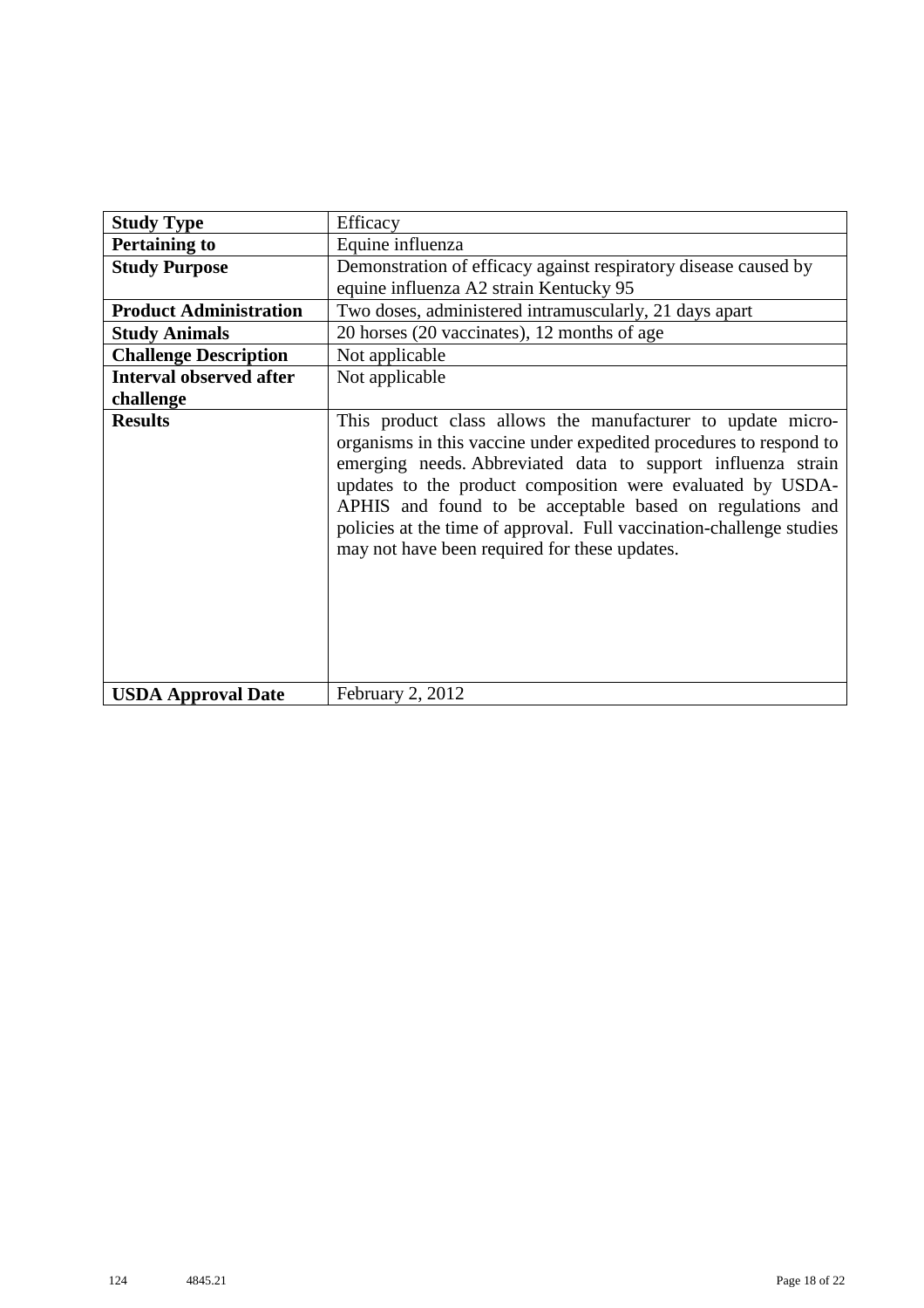| Study Type | Efficacy |
|---|---|
| **Pertaining to** | Equine influenza |
| **Study Purpose** | Demonstration of efficacy against respiratory disease caused by equine influenza A2 strain Kentucky 95 |
| **Product Administration** | Two doses, administered intramuscularly, 21 days apart |
| **Study Animals** | 20 horses (20 vaccinates), 12 months of age |
| **Challenge Description** | Not applicable |
| **Interval observed after challenge** | Not applicable |
| **Results** | This product class allows the manufacturer to update micro-organisms in this vaccine under expedited procedures to respond to emerging needs. Abbreviated data to support influenza strain updates to the product composition were evaluated by USDA-APHIS and found to be acceptable based on regulations and policies at the time of approval. Full vaccination-challenge studies may not have been required for these updates. |
| **USDA Approval Date** | February 2, 2012 |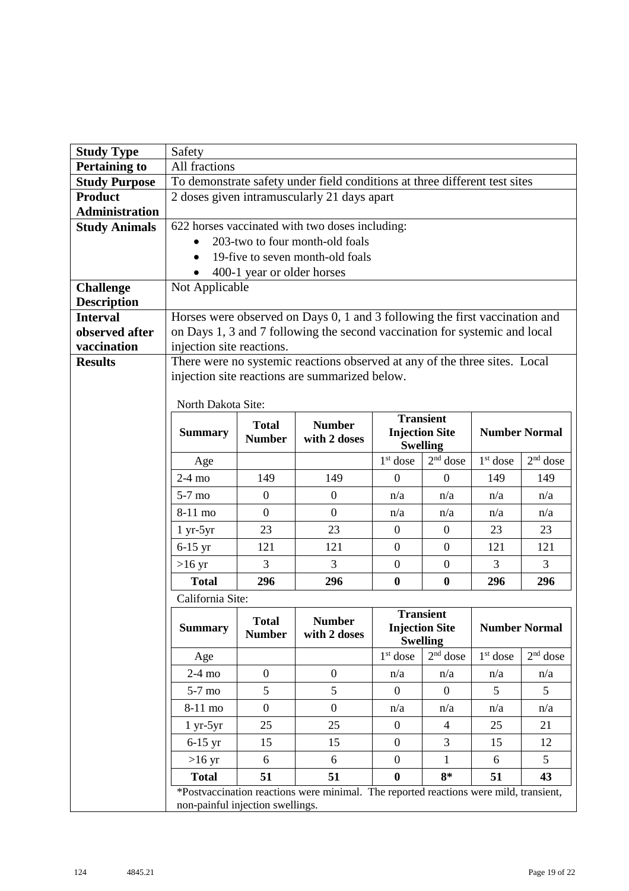| **Study Type** | Safety |
|---|---|
| **Pertaining to** | All fractions |
| **Study Purpose** | To demonstrate safety under field conditions at three different test sites |
| **Product Administration** | 2 doses given intramuscularly 21 days apart |
| **Study Animals** | 622 horses vaccinated with two doses including:<br>• 203-two to four month-old foals<br>• 19-five to seven month-old foals<br>• 400-1 year or older horses |
| **Challenge Description** | Not Applicable |
| **Interval observed after vaccination** | Horses were observed on Days 0, 1 and 3 following the first vaccination and on Days 1, 3 and 7 following the second vaccination for systemic and local injection site reactions. |
| **Results** | There were no systemic reactions observed at any of the three sites. Local injection site reactions are summarized below. |

North Dakota Site:

| Summary | Total Number | Number with 2 doses | Transient Injection Site Swelling | | Number Normal | |
|---|---|---|---|---|---|---|
| Age | | | 1st dose | 2nd dose | 1st dose | 2nd dose |
| 2-4 mo | 149 | 149 | 0 | 0 | 149 | 149 |
| 5-7 mo | 0 | 0 | n/a | n/a | n/a | n/a |
| 8-11 mo | 0 | 0 | n/a | n/a | n/a | n/a |
| 1 yr-5yr | 23 | 23 | 0 | 0 | 23 | 23 |
| 6-15 yr | 121 | 121 | 0 | 0 | 121 | 121 |
| >16 yr | 3 | 3 | 0 | 0 | 3 | 3 |
| **Total** | **296** | **296** | **0** | **0** | **296** | **296** |

California Site:

| Summary | Total Number | Number with 2 doses | Transient Injection Site Swelling | | Number Normal | |
|---|---|---|---|---|---|---|
| Age | | | 1st dose | 2nd dose | 1st dose | 2nd dose |
| 2-4 mo | 0 | 0 | n/a | n/a | n/a | n/a |
| 5-7 mo | 5 | 5 | 0 | 0 | 5 | 5 |
| 8-11 mo | 0 | 0 | n/a | n/a | n/a | n/a |
| 1 yr-5yr | 25 | 25 | 0 | 4 | 25 | 21 |
| 6-15 yr | 15 | 15 | 0 | 3 | 15 | 12 |
| >16 yr | 6 | 6 | 0 | 1 | 6 | 5 |
| **Total** | **51** | **51** | **0** | **8*** | **51** | **43** |

*Postvaccination reactions were minimal. The reported reactions were mild, transient, non-painful injection swellings.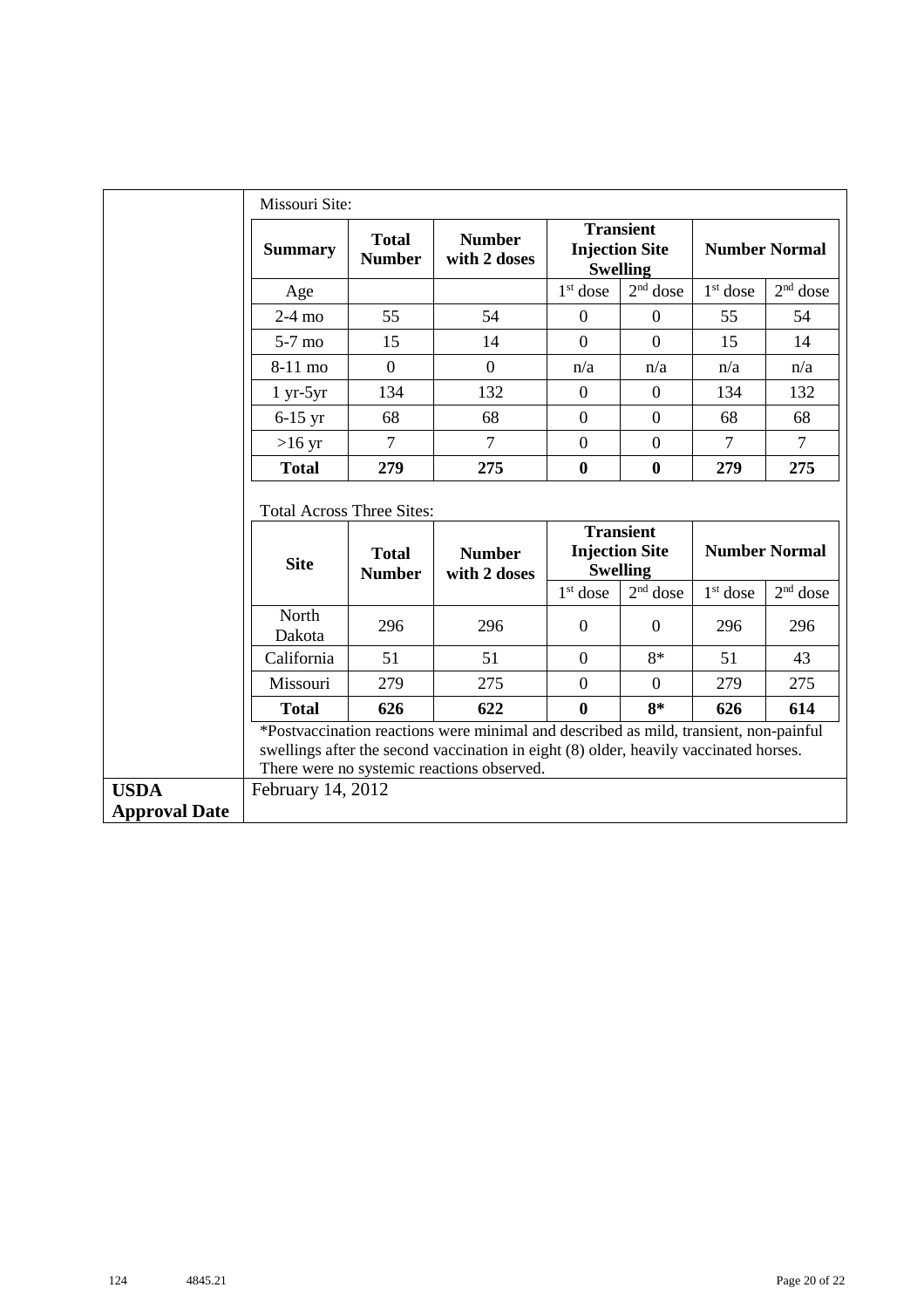Missouri Site:

| Summary | Total Number | Number with 2 doses | Transient Injection Site Swelling | | Number Normal | |
|---|---|---|---|---|---|---|
| Age | | | 1st dose | 2nd dose | 1st dose | 2nd dose |
| 2-4 mo | 55 | 54 | 0 | 0 | 55 | 54 |
| 5-7 mo | 15 | 14 | 0 | 0 | 15 | 14 |
| 8-11 mo | 0 | 0 | n/a | n/a | n/a | n/a |
| 1 yr-5yr | 134 | 132 | 0 | 0 | 134 | 132 |
| 6-15 yr | 68 | 68 | 0 | 0 | 68 | 68 |
| >16 yr | 7 | 7 | 0 | 0 | 7 | 7 |
| **Total** | **279** | **275** | **0** | **0** | **279** | **275** |

Total Across Three Sites:

| Site | Total Number | Number with 2 doses | Transient Injection Site Swelling | | Number Normal | |
|---|---|---|---|---|---|---|
| | | | 1st dose | 2nd dose | 1st dose | 2nd dose |
| North Dakota | 296 | 296 | 0 | 0 | 296 | 296 |
| California | 51 | 51 | 0 | 8* | 51 | 43 |
| Missouri | 279 | 275 | 0 | 0 | 279 | 275 |
| **Total** | **626** | **622** | **0** | **8*** | **626** | **614** |

*Postvaccination reactions were minimal and described as mild, transient, non-painful swellings after the second vaccination in eight (8) older, heavily vaccinated horses. There were no systemic reactions observed.

**USDA Approval Date** February 14, 2012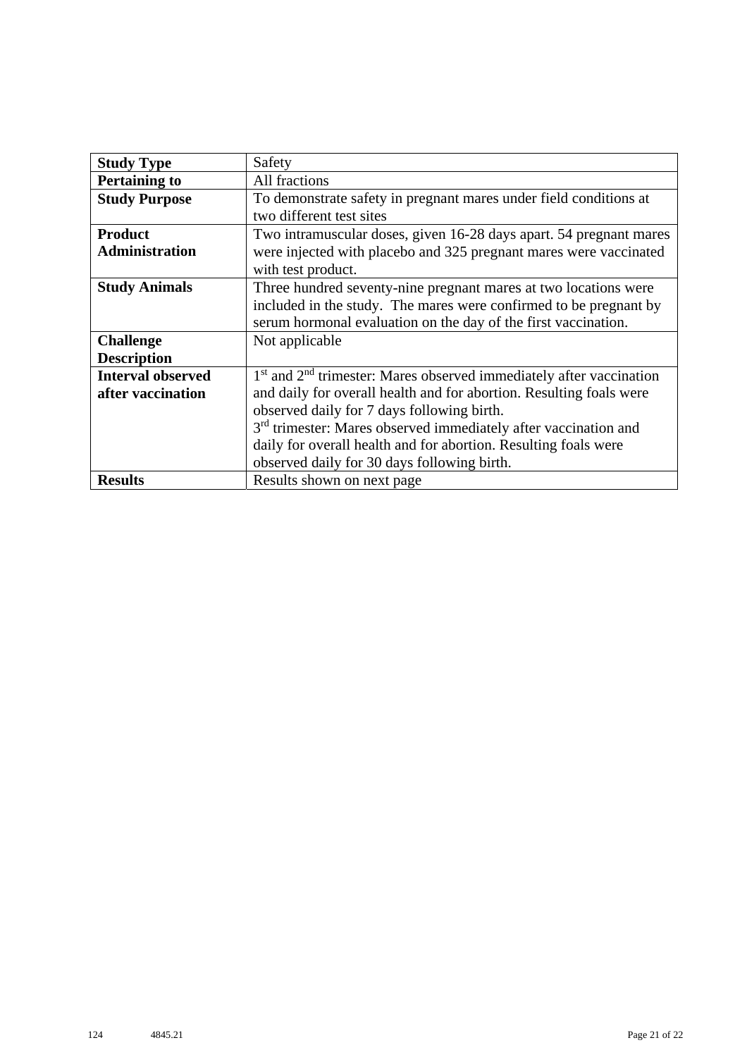| **Study Type** | Safety |
| --- | --- |
| **Pertaining to** | All fractions |
| **Study Purpose** | To demonstrate safety in pregnant mares under field conditions at two different test sites |
| **Product Administration** | Two intramuscular doses, given 16-28 days apart. 54 pregnant mares were injected with placebo and 325 pregnant mares were vaccinated with test product. |
| **Study Animals** | Three hundred seventy-nine pregnant mares at two locations were included in the study. The mares were confirmed to be pregnant by serum hormonal evaluation on the day of the first vaccination. |
| **Challenge Description** | Not applicable |
| **Interval observed after vaccination** | 1st and 2nd trimester: Mares observed immediately after vaccination and daily for overall health and for abortion. Resulting foals were observed daily for 7 days following birth.<br>3rd trimester: Mares observed immediately after vaccination and daily for overall health and for abortion. Resulting foals were observed daily for 30 days following birth. |
| **Results** | Results shown on next page |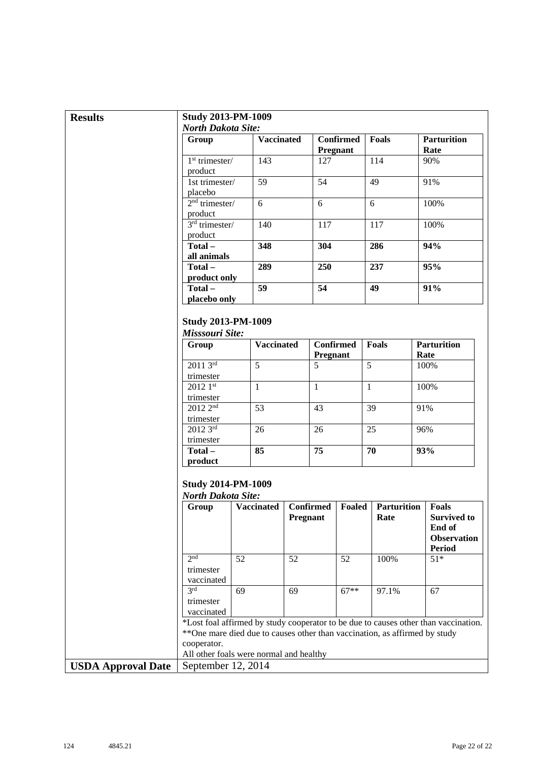**Results**

**Study 2013-PM-1009**
***North Dakota Site:***

| Group | Vaccinated | Confirmed Pregnant | Foals | Parturition Rate |
|---|---|---|---|---|
| 1st trimester/ product | 143 | 127 | 114 | 90% |
| 1st trimester/ placebo | 59 | 54 | 49 | 91% |
| 2nd trimester/ product | 6 | 6 | 6 | 100% |
| 3rd trimester/ product | 140 | 117 | 117 | 100% |
| **Total – all animals** | **348** | **304** | **286** | **94%** |
| **Total – product only** | **289** | **250** | **237** | **95%** |
| **Total – placebo only** | **59** | **54** | **49** | **91%** |

**Study 2013-PM-1009**
***Misssouri Site:***

| Group | Vaccinated | Confirmed Pregnant | Foals | Parturition Rate |
|---|---|---|---|---|
| 2011 3rd trimester | 5 | 5 | 5 | 100% |
| 2012 1st trimester | 1 | 1 | 1 | 100% |
| 2012 2nd trimester | 53 | 43 | 39 | 91% |
| 2012 3rd trimester | 26 | 26 | 25 | 96% |
| **Total – product** | **85** | **75** | **70** | **93%** |

**Study 2014-PM-1009**
***North Dakota Site:***

| Group | Vaccinated | Confirmed Pregnant | Foaled | Parturition Rate | Foals Survived to End of Observation Period |
|---|---|---|---|---|---|
| 2nd trimester vaccinated | 52 | 52 | 52 | 100% | 51* |
| 3rd trimester vaccinated | 69 | 69 | 67** | 97.1% | 67 |

*Lost foal affirmed by study cooperator to be due to causes other than vaccination.
**One mare died due to causes other than vaccination, as affirmed by study cooperator.
All other foals were normal and healthy

**USDA Approval Date** September 12, 2014